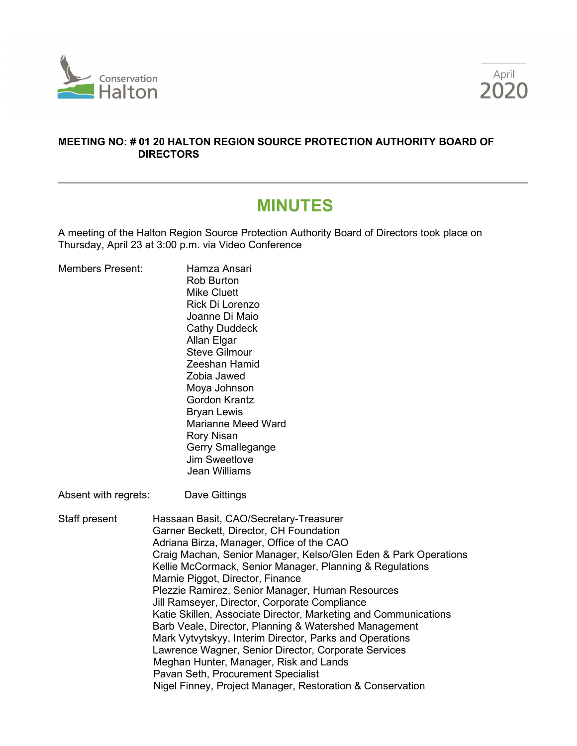Conservation Halton

April 2020

**MEETING NO: # 01 20 HALTON REGION SOURCE PROTECTION AUTHORITY BOARD OF DIRECTORS**

# MINUTES

A meeting of the Halton Region Source Protection Authority Board of Directors took place on Thursday, April 23 at 3:00 p.m. via Video Conference

Members Present:

Hamza Ansari
Rob Burton
Mike Cluett
Rick Di Lorenzo
Joanne Di Maio
Cathy Duddeck
Allan Elgar
Steve Gilmour
Zeeshan Hamid
Zobia Jawed
Moya Johnson
Gordon Krantz
Bryan Lewis
Marianne Meed Ward
Rory Nisan
Gerry Smallegange
Jim Sweetlove
Jean Williams

Absent with regrets:

Dave Gittings

Staff present

Hassaan Basit, CAO/Secretary-Treasurer
Garner Beckett, Director, CH Foundation
Adriana Birza, Manager, Office of the CAO
Craig Machan, Senior Manager, Kelso/Glen Eden & Park Operations
Kellie McCormack, Senior Manager, Planning & Regulations
Marnie Piggot, Director, Finance
Plezzie Ramirez, Senior Manager, Human Resources
Jill Ramseyer, Director, Corporate Compliance
Katie Skillen, Associate Director, Marketing and Communications
Barb Veale, Director, Planning & Watershed Management
Mark Vytvytskyy, Interim Director, Parks and Operations
Lawrence Wagner, Senior Director, Corporate Services
Meghan Hunter, Manager, Risk and Lands
Pavan Seth, Procurement Specialist
Nigel Finney, Project Manager, Restoration & Conservation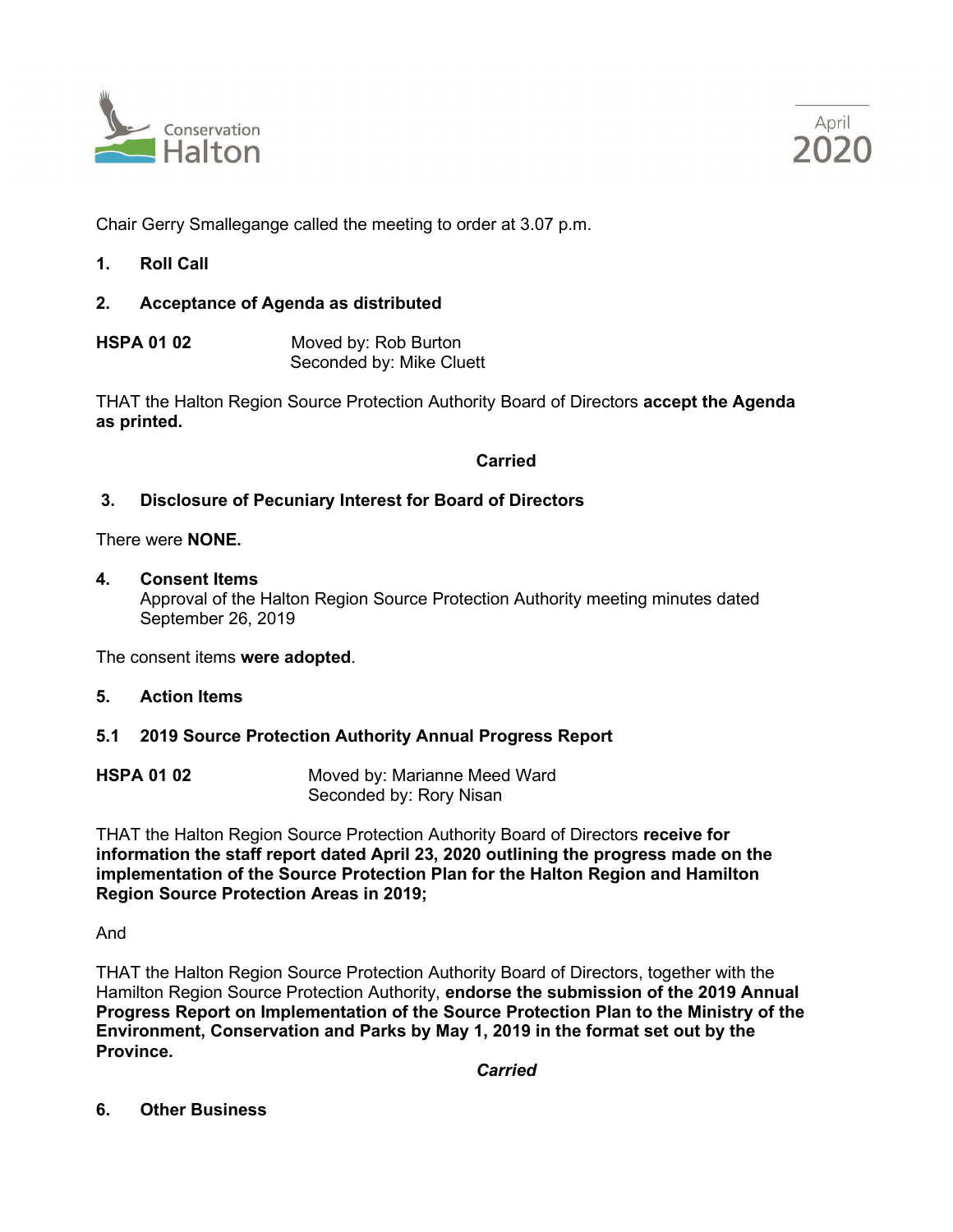Chair Gerry Smallegange called the meeting to order at 3.07 p.m.

**1. Roll Call**

**2. Acceptance of Agenda as distributed**

**HSPA 01 02** Moved by: Rob Burton
Seconded by: Mike Cluett

THAT the Halton Region Source Protection Authority Board of Directors **accept the Agenda as printed.**

**Carried**

**3. Disclosure of Pecuniary Interest for Board of Directors**

There were **NONE.**

**4. Consent Items**
Approval of the Halton Region Source Protection Authority meeting minutes dated September 26, 2019

The consent items **were adopted**.

**5. Action Items**

**5.1 2019 Source Protection Authority Annual Progress Report**

**HSPA 01 02** Moved by: Marianne Meed Ward
Seconded by: Rory Nisan

THAT the Halton Region Source Protection Authority Board of Directors **receive for information the staff report dated April 23, 2020 outlining the progress made on the implementation of the Source Protection Plan for the Halton Region and Hamilton Region Source Protection Areas in 2019;**

And

THAT the Halton Region Source Protection Authority Board of Directors, together with the Hamilton Region Source Protection Authority, **endorse the submission of the 2019 Annual Progress Report on Implementation of the Source Protection Plan to the Ministry of the Environment, Conservation and Parks by May 1, 2019 in the format set out by the Province.**

***Carried***

**6. Other Business**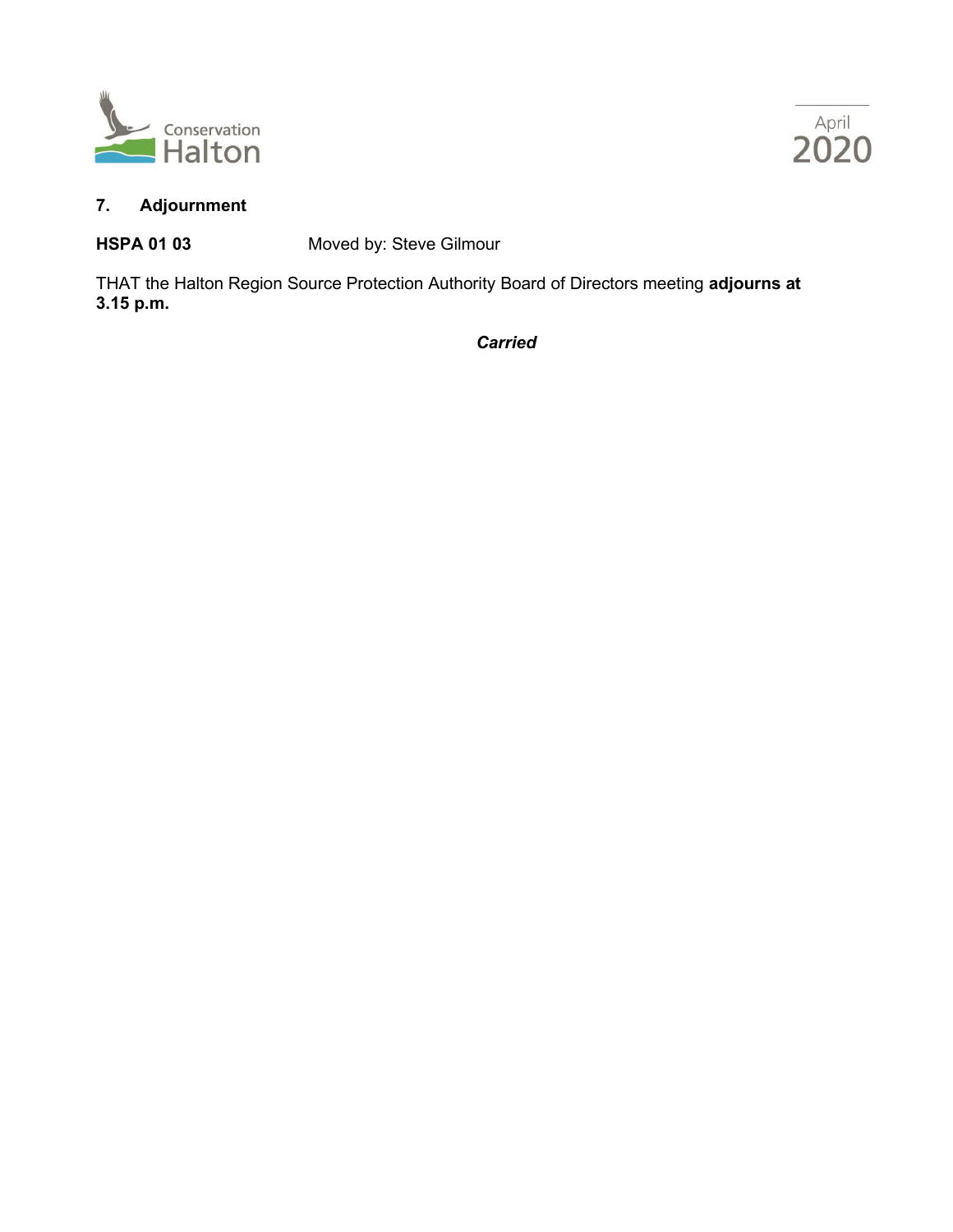## 7. Adjournment

**HSPA 01 03** Moved by: Steve Gilmour

THAT the Halton Region Source Protection Authority Board of Directors meeting **adjourns at 3.15 p.m.**

***Carried***